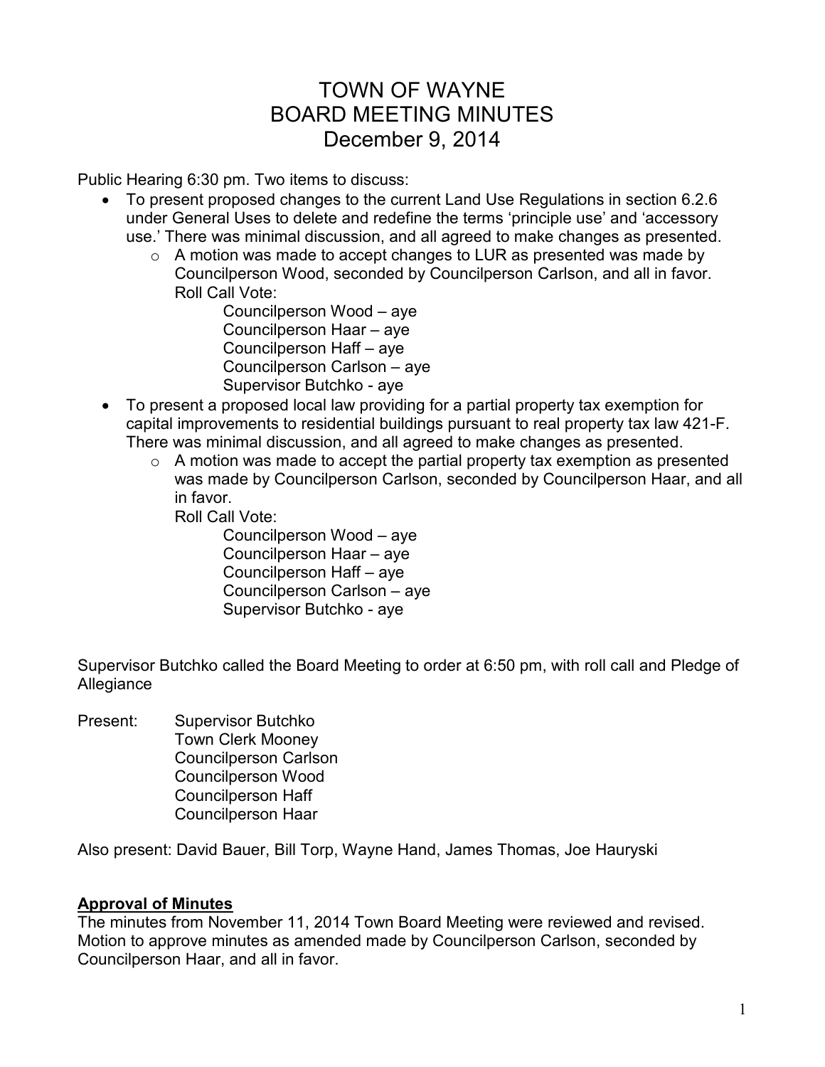# TOWN OF WAYNE
# BOARD MEETING MINUTES
# December 9, 2014

Public Hearing 6:30 pm. Two items to discuss:

- To present proposed changes to the current Land Use Regulations in section 6.2.6 under General Uses to delete and redefine the terms 'principle use' and 'accessory use.' There was minimal discussion, and all agreed to make changes as presented.
  - A motion was made to accept changes to LUR as presented was made by Councilperson Wood, seconded by Councilperson Carlson, and all in favor.

    Roll Call Vote:

    Councilperson Wood – aye
    Councilperson Haar – aye
    Councilperson Haff – aye
    Councilperson Carlson – aye
    Supervisor Butchko - aye
- To present a proposed local law providing for a partial property tax exemption for capital improvements to residential buildings pursuant to real property tax law 421-F. There was minimal discussion, and all agreed to make changes as presented.
  - A motion was made to accept the partial property tax exemption as presented was made by Councilperson Carlson, seconded by Councilperson Haar, and all in favor.

    Roll Call Vote:

    Councilperson Wood – aye
    Councilperson Haar – aye
    Councilperson Haff – aye
    Councilperson Carlson – aye
    Supervisor Butchko - aye

Supervisor Butchko called the Board Meeting to order at 6:50 pm, with roll call and Pledge of Allegiance

Present: Supervisor Butchko
Town Clerk Mooney
Councilperson Carlson
Councilperson Wood
Councilperson Haff
Councilperson Haar

Also present: David Bauer, Bill Torp, Wayne Hand, James Thomas, Joe Hauryski

## Approval of Minutes

The minutes from November 11, 2014 Town Board Meeting were reviewed and revised. Motion to approve minutes as amended made by Councilperson Carlson, seconded by Councilperson Haar, and all in favor.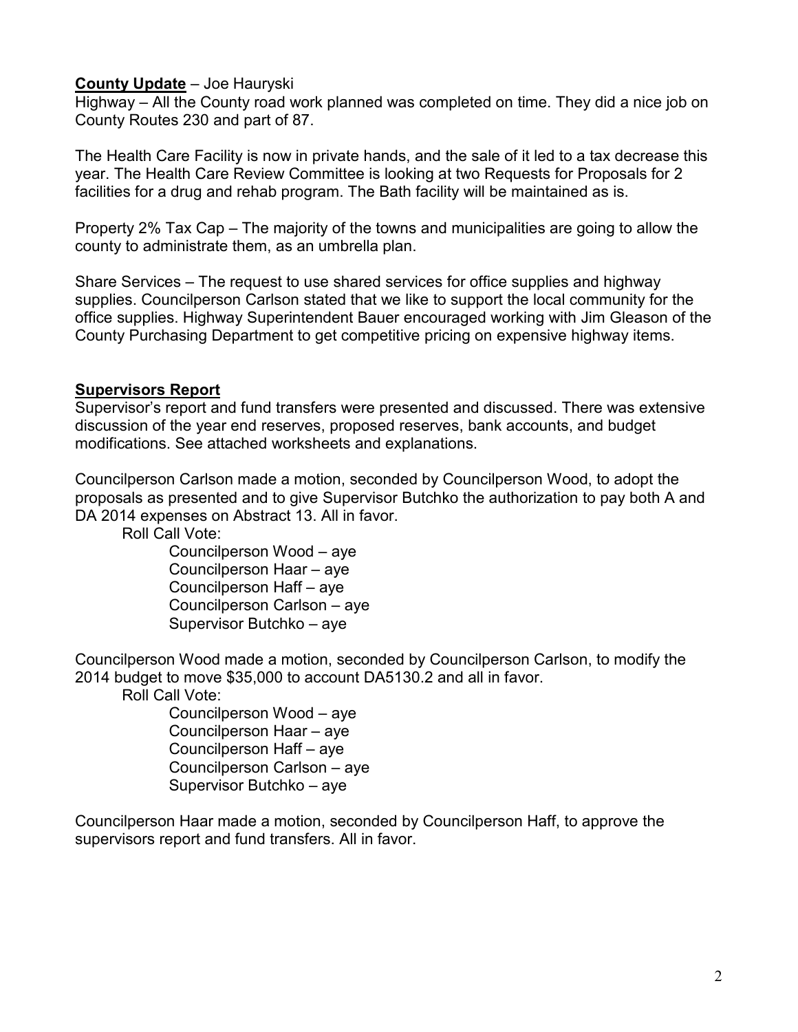**<u>County Update</u>** – Joe Hauryski

Highway – All the County road work planned was completed on time. They did a nice job on County Routes 230 and part of 87.

The Health Care Facility is now in private hands, and the sale of it led to a tax decrease this year. The Health Care Review Committee is looking at two Requests for Proposals for 2 facilities for a drug and rehab program. The Bath facility will be maintained as is.

Property 2% Tax Cap – The majority of the towns and municipalities are going to allow the county to administrate them, as an umbrella plan.

Share Services – The request to use shared services for office supplies and highway supplies. Councilperson Carlson stated that we like to support the local community for the office supplies. Highway Superintendent Bauer encouraged working with Jim Gleason of the County Purchasing Department to get competitive pricing on expensive highway items.

**<u>Supervisors Report</u>**

Supervisor's report and fund transfers were presented and discussed. There was extensive discussion of the year end reserves, proposed reserves, bank accounts, and budget modifications. See attached worksheets and explanations.

Councilperson Carlson made a motion, seconded by Councilperson Wood, to adopt the proposals as presented and to give Supervisor Butchko the authorization to pay both A and DA 2014 expenses on Abstract 13. All in favor.

Roll Call Vote:

- Councilperson Wood – aye
- Councilperson Haar – aye
- Councilperson Haff – aye
- Councilperson Carlson – aye
- Supervisor Butchko – aye

Councilperson Wood made a motion, seconded by Councilperson Carlson, to modify the 2014 budget to move $35,000 to account DA5130.2 and all in favor.

Roll Call Vote:

- Councilperson Wood – aye
- Councilperson Haar – aye
- Councilperson Haff – aye
- Councilperson Carlson – aye
- Supervisor Butchko – aye

Councilperson Haar made a motion, seconded by Councilperson Haff, to approve the supervisors report and fund transfers. All in favor.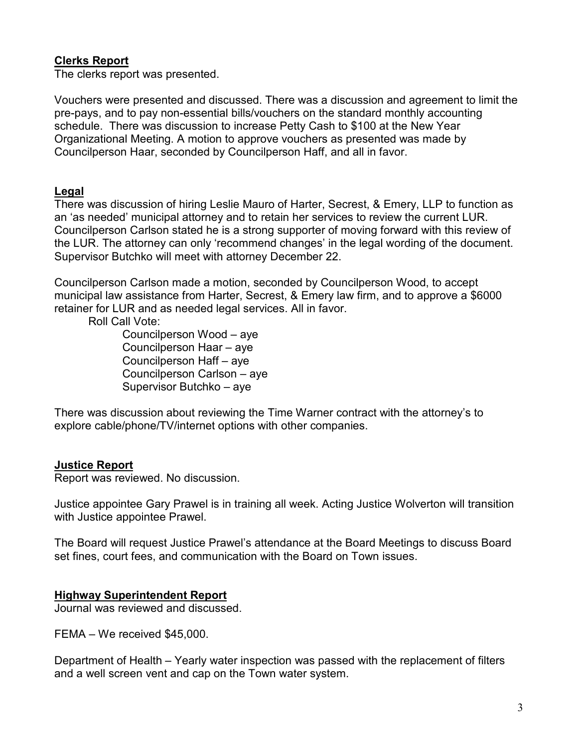## Clerks Report

The clerks report was presented.

Vouchers were presented and discussed. There was a discussion and agreement to limit the pre-pays, and to pay non-essential bills/vouchers on the standard monthly accounting schedule. There was discussion to increase Petty Cash to $100 at the New Year Organizational Meeting. A motion to approve vouchers as presented was made by Councilperson Haar, seconded by Councilperson Haff, and all in favor.

## Legal

There was discussion of hiring Leslie Mauro of Harter, Secrest, & Emery, LLP to function as an 'as needed' municipal attorney and to retain her services to review the current LUR. Councilperson Carlson stated he is a strong supporter of moving forward with this review of the LUR. The attorney can only 'recommend changes' in the legal wording of the document. Supervisor Butchko will meet with attorney December 22.

Councilperson Carlson made a motion, seconded by Councilperson Wood, to accept municipal law assistance from Harter, Secrest, & Emery law firm, and to approve a $6000 retainer for LUR and as needed legal services. All in favor.

Roll Call Vote:

- Councilperson Wood – aye
- Councilperson Haar – aye
- Councilperson Haff – aye
- Councilperson Carlson – aye
- Supervisor Butchko – aye

There was discussion about reviewing the Time Warner contract with the attorney's to explore cable/phone/TV/internet options with other companies.

## Justice Report

Report was reviewed. No discussion.

Justice appointee Gary Prawel is in training all week. Acting Justice Wolverton will transition with Justice appointee Prawel.

The Board will request Justice Prawel's attendance at the Board Meetings to discuss Board set fines, court fees, and communication with the Board on Town issues.

## Highway Superintendent Report

Journal was reviewed and discussed.

FEMA – We received $45,000.

Department of Health – Yearly water inspection was passed with the replacement of filters and a well screen vent and cap on the Town water system.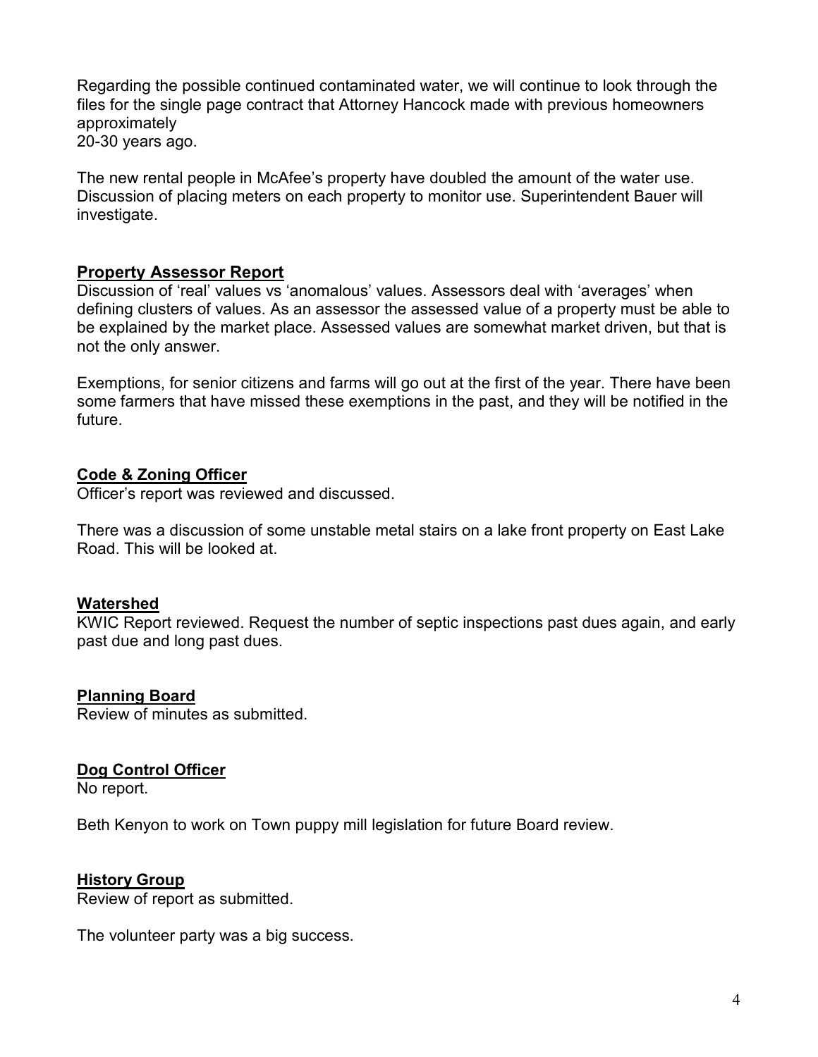Regarding the possible continued contaminated water, we will continue to look through the files for the single page contract that Attorney Hancock made with previous homeowners approximately
20-30 years ago.

The new rental people in McAfee's property have doubled the amount of the water use. Discussion of placing meters on each property to monitor use. Superintendent Bauer will investigate.

## Property Assessor Report

Discussion of 'real' values vs 'anomalous' values. Assessors deal with 'averages' when defining clusters of values. As an assessor the assessed value of a property must be able to be explained by the market place. Assessed values are somewhat market driven, but that is not the only answer.

Exemptions, for senior citizens and farms will go out at the first of the year. There have been some farmers that have missed these exemptions in the past, and they will be notified in the future.

## Code & Zoning Officer

Officer's report was reviewed and discussed.

There was a discussion of some unstable metal stairs on a lake front property on East Lake Road. This will be looked at.

## Watershed

KWIC Report reviewed. Request the number of septic inspections past dues again, and early past due and long past dues.

## Planning Board

Review of minutes as submitted.

## Dog Control Officer

No report.

Beth Kenyon to work on Town puppy mill legislation for future Board review.

## History Group

Review of report as submitted.

The volunteer party was a big success.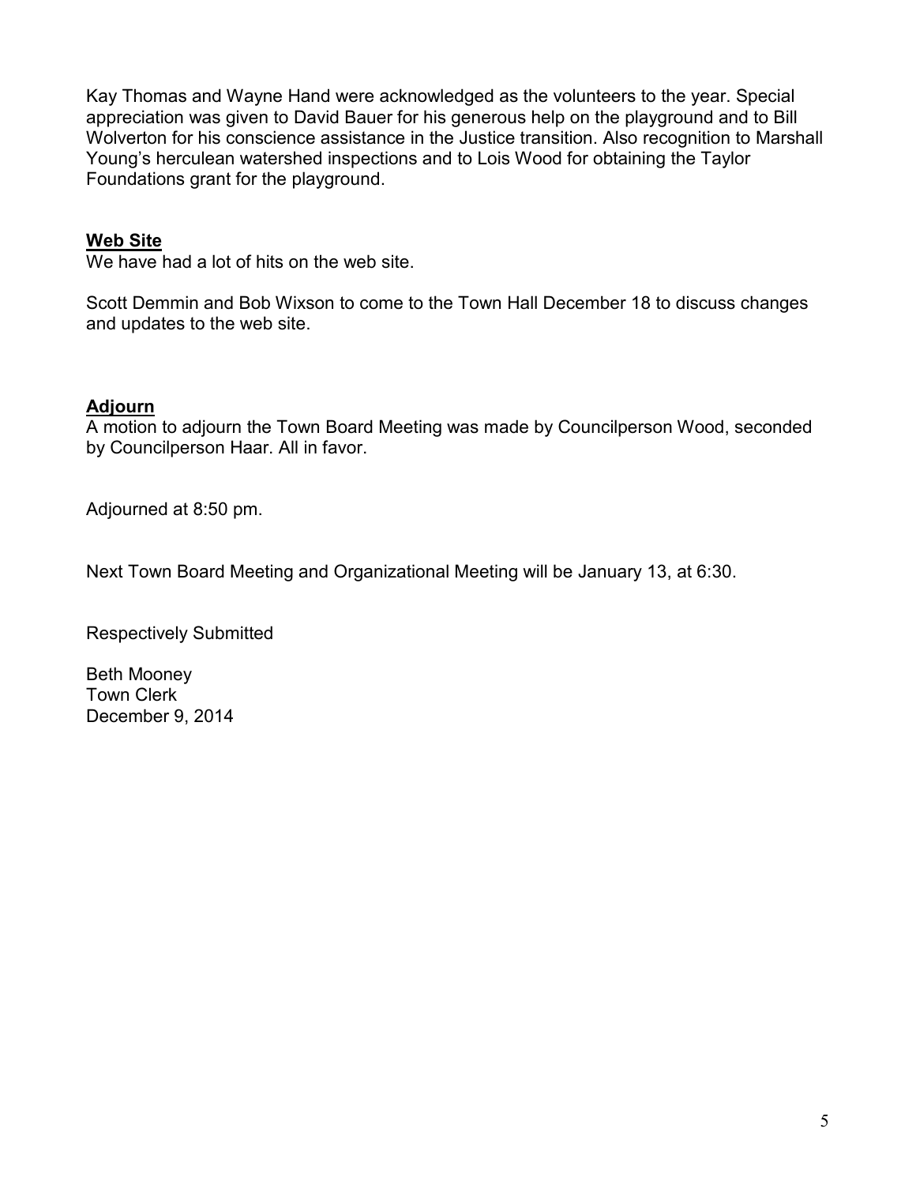Kay Thomas and Wayne Hand were acknowledged as the volunteers to the year. Special appreciation was given to David Bauer for his generous help on the playground and to Bill Wolverton for his conscience assistance in the Justice transition. Also recognition to Marshall Young's herculean watershed inspections and to Lois Wood for obtaining the Taylor Foundations grant for the playground.

**Web Site**

We have had a lot of hits on the web site.

Scott Demmin and Bob Wixson to come to the Town Hall December 18 to discuss changes and updates to the web site.

**Adjourn**

A motion to adjourn the Town Board Meeting was made by Councilperson Wood, seconded by Councilperson Haar. All in favor.

Adjourned at 8:50 pm.

Next Town Board Meeting and Organizational Meeting will be January 13, at 6:30.

Respectively Submitted

Beth Mooney
Town Clerk
December 9, 2014